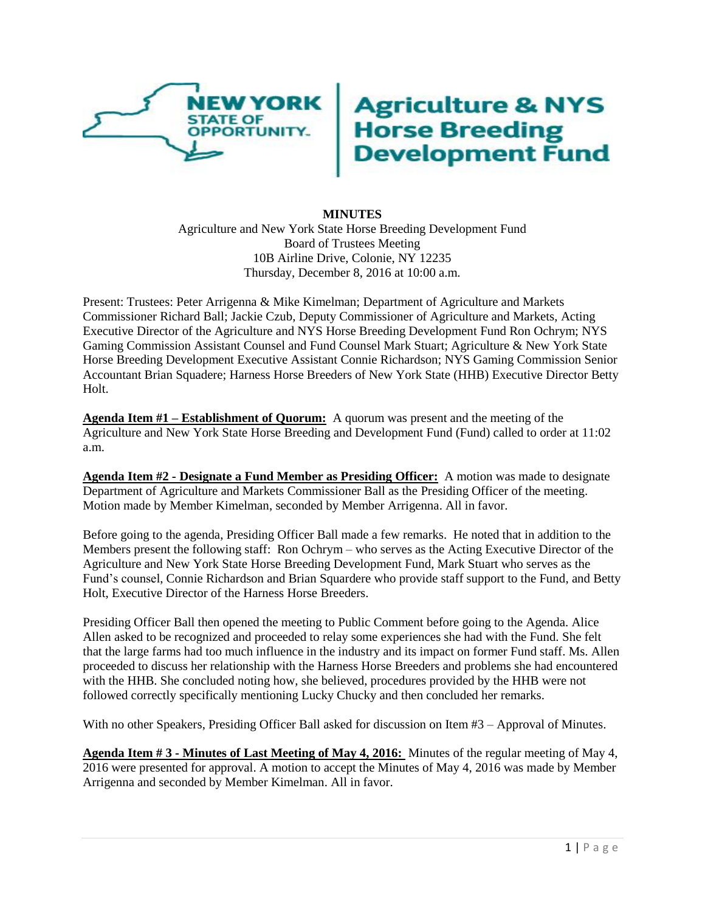**MINUTES**

Agriculture and New York State Horse Breeding Development Fund
Board of Trustees Meeting
10B Airline Drive, Colonie, NY 12235
Thursday, December 8, 2016 at 10:00 a.m.

Present: Trustees: Peter Arrigenna & Mike Kimelman; Department of Agriculture and Markets Commissioner Richard Ball; Jackie Czub, Deputy Commissioner of Agriculture and Markets, Acting Executive Director of the Agriculture and NYS Horse Breeding Development Fund Ron Ochrym; NYS Gaming Commission Assistant Counsel and Fund Counsel Mark Stuart; Agriculture & New York State Horse Breeding Development Executive Assistant Connie Richardson; NYS Gaming Commission Senior Accountant Brian Squadere; Harness Horse Breeders of New York State (HHB) Executive Director Betty Holt.

**Agenda Item #1 – Establishment of Quorum:** A quorum was present and the meeting of the Agriculture and New York State Horse Breeding and Development Fund (Fund) called to order at 11:02 a.m.

**Agenda Item #2 - Designate a Fund Member as Presiding Officer:** A motion was made to designate Department of Agriculture and Markets Commissioner Ball as the Presiding Officer of the meeting. Motion made by Member Kimelman, seconded by Member Arrigenna. All in favor.

Before going to the agenda, Presiding Officer Ball made a few remarks. He noted that in addition to the Members present the following staff: Ron Ochrym – who serves as the Acting Executive Director of the Agriculture and New York State Horse Breeding Development Fund, Mark Stuart who serves as the Fund's counsel, Connie Richardson and Brian Squardere who provide staff support to the Fund, and Betty Holt, Executive Director of the Harness Horse Breeders.

Presiding Officer Ball then opened the meeting to Public Comment before going to the Agenda. Alice Allen asked to be recognized and proceeded to relay some experiences she had with the Fund. She felt that the large farms had too much influence in the industry and its impact on former Fund staff. Ms. Allen proceeded to discuss her relationship with the Harness Horse Breeders and problems she had encountered with the HHB. She concluded noting how, she believed, procedures provided by the HHB were not followed correctly specifically mentioning Lucky Chucky and then concluded her remarks.

With no other Speakers, Presiding Officer Ball asked for discussion on Item #3 – Approval of Minutes.

**Agenda Item # 3 - Minutes of Last Meeting of May 4, 2016:** Minutes of the regular meeting of May 4, 2016 were presented for approval. A motion to accept the Minutes of May 4, 2016 was made by Member Arrigenna and seconded by Member Kimelman. All in favor.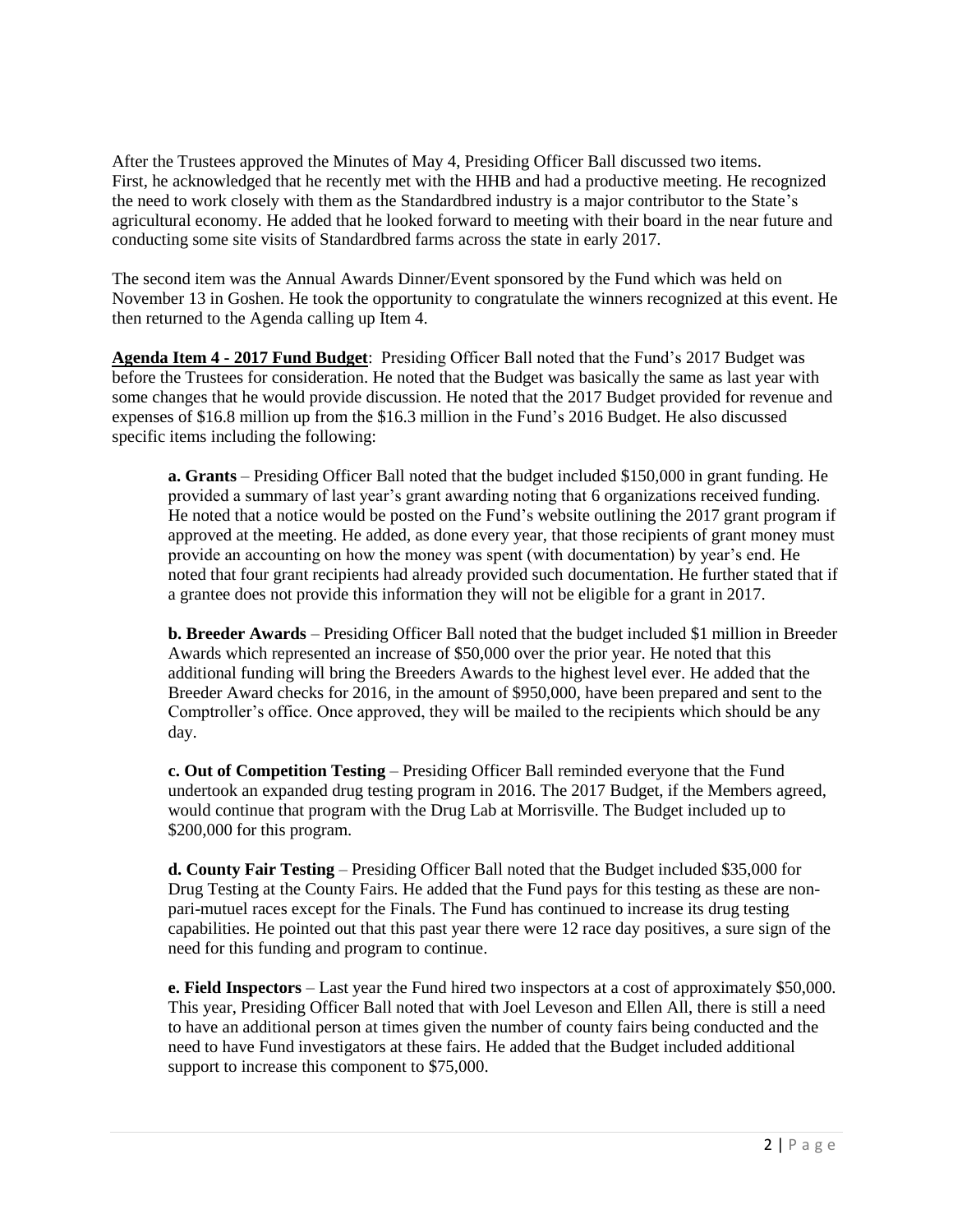After the Trustees approved the Minutes of May 4, Presiding Officer Ball discussed two items. First, he acknowledged that he recently met with the HHB and had a productive meeting. He recognized the need to work closely with them as the Standardbred industry is a major contributor to the State's agricultural economy. He added that he looked forward to meeting with their board in the near future and conducting some site visits of Standardbred farms across the state in early 2017.

The second item was the Annual Awards Dinner/Event sponsored by the Fund which was held on November 13 in Goshen. He took the opportunity to congratulate the winners recognized at this event. He then returned to the Agenda calling up Item 4.

**Agenda Item 4 - 2017 Fund Budget**: Presiding Officer Ball noted that the Fund's 2017 Budget was before the Trustees for consideration. He noted that the Budget was basically the same as last year with some changes that he would provide discussion. He noted that the 2017 Budget provided for revenue and expenses of $16.8 million up from the $16.3 million in the Fund's 2016 Budget. He also discussed specific items including the following:

**a. Grants** – Presiding Officer Ball noted that the budget included $150,000 in grant funding. He provided a summary of last year's grant awarding noting that 6 organizations received funding. He noted that a notice would be posted on the Fund's website outlining the 2017 grant program if approved at the meeting. He added, as done every year, that those recipients of grant money must provide an accounting on how the money was spent (with documentation) by year's end. He noted that four grant recipients had already provided such documentation. He further stated that if a grantee does not provide this information they will not be eligible for a grant in 2017.

**b. Breeder Awards** – Presiding Officer Ball noted that the budget included $1 million in Breeder Awards which represented an increase of $50,000 over the prior year. He noted that this additional funding will bring the Breeders Awards to the highest level ever. He added that the Breeder Award checks for 2016, in the amount of $950,000, have been prepared and sent to the Comptroller's office. Once approved, they will be mailed to the recipients which should be any day.

**c. Out of Competition Testing** – Presiding Officer Ball reminded everyone that the Fund undertook an expanded drug testing program in 2016. The 2017 Budget, if the Members agreed, would continue that program with the Drug Lab at Morrisville. The Budget included up to $200,000 for this program.

**d. County Fair Testing** – Presiding Officer Ball noted that the Budget included $35,000 for Drug Testing at the County Fairs. He added that the Fund pays for this testing as these are non-pari-mutuel races except for the Finals. The Fund has continued to increase its drug testing capabilities. He pointed out that this past year there were 12 race day positives, a sure sign of the need for this funding and program to continue.

**e. Field Inspectors** – Last year the Fund hired two inspectors at a cost of approximately $50,000. This year, Presiding Officer Ball noted that with Joel Leveson and Ellen All, there is still a need to have an additional person at times given the number of county fairs being conducted and the need to have Fund investigators at these fairs. He added that the Budget included additional support to increase this component to $75,000.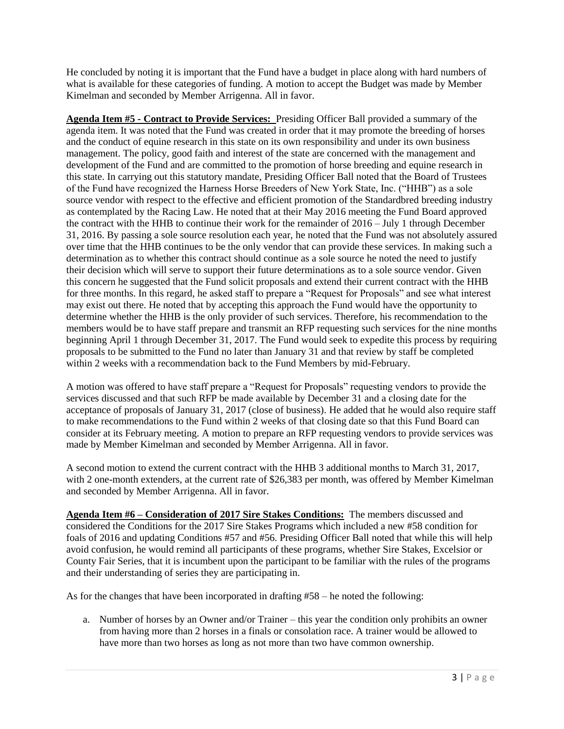He concluded by noting it is important that the Fund have a budget in place along with hard numbers of what is available for these categories of funding. A motion to accept the Budget was made by Member Kimelman and seconded by Member Arrigenna. All in favor.

**Agenda Item #5 - Contract to Provide Services:** Presiding Officer Ball provided a summary of the agenda item. It was noted that the Fund was created in order that it may promote the breeding of horses and the conduct of equine research in this state on its own responsibility and under its own business management. The policy, good faith and interest of the state are concerned with the management and development of the Fund and are committed to the promotion of horse breeding and equine research in this state. In carrying out this statutory mandate, Presiding Officer Ball noted that the Board of Trustees of the Fund have recognized the Harness Horse Breeders of New York State, Inc. ("HHB") as a sole source vendor with respect to the effective and efficient promotion of the Standardbred breeding industry as contemplated by the Racing Law. He noted that at their May 2016 meeting the Fund Board approved the contract with the HHB to continue their work for the remainder of 2016 – July 1 through December 31, 2016. By passing a sole source resolution each year, he noted that the Fund was not absolutely assured over time that the HHB continues to be the only vendor that can provide these services. In making such a determination as to whether this contract should continue as a sole source he noted the need to justify their decision which will serve to support their future determinations as to a sole source vendor. Given this concern he suggested that the Fund solicit proposals and extend their current contract with the HHB for three months. In this regard, he asked staff to prepare a "Request for Proposals" and see what interest may exist out there. He noted that by accepting this approach the Fund would have the opportunity to determine whether the HHB is the only provider of such services. Therefore, his recommendation to the members would be to have staff prepare and transmit an RFP requesting such services for the nine months beginning April 1 through December 31, 2017. The Fund would seek to expedite this process by requiring proposals to be submitted to the Fund no later than January 31 and that review by staff be completed within 2 weeks with a recommendation back to the Fund Members by mid-February.

A motion was offered to have staff prepare a "Request for Proposals" requesting vendors to provide the services discussed and that such RFP be made available by December 31 and a closing date for the acceptance of proposals of January 31, 2017 (close of business). He added that he would also require staff to make recommendations to the Fund within 2 weeks of that closing date so that this Fund Board can consider at its February meeting. A motion to prepare an RFP requesting vendors to provide services was made by Member Kimelman and seconded by Member Arrigenna. All in favor.

A second motion to extend the current contract with the HHB 3 additional months to March 31, 2017, with 2 one-month extenders, at the current rate of $26,383 per month, was offered by Member Kimelman and seconded by Member Arrigenna. All in favor.

**Agenda Item #6 – Consideration of 2017 Sire Stakes Conditions:** The members discussed and considered the Conditions for the 2017 Sire Stakes Programs which included a new #58 condition for foals of 2016 and updating Conditions #57 and #56. Presiding Officer Ball noted that while this will help avoid confusion, he would remind all participants of these programs, whether Sire Stakes, Excelsior or County Fair Series, that it is incumbent upon the participant to be familiar with the rules of the programs and their understanding of series they are participating in.

As for the changes that have been incorporated in drafting #58 – he noted the following:

a. Number of horses by an Owner and/or Trainer – this year the condition only prohibits an owner from having more than 2 horses in a finals or consolation race. A trainer would be allowed to have more than two horses as long as not more than two have common ownership.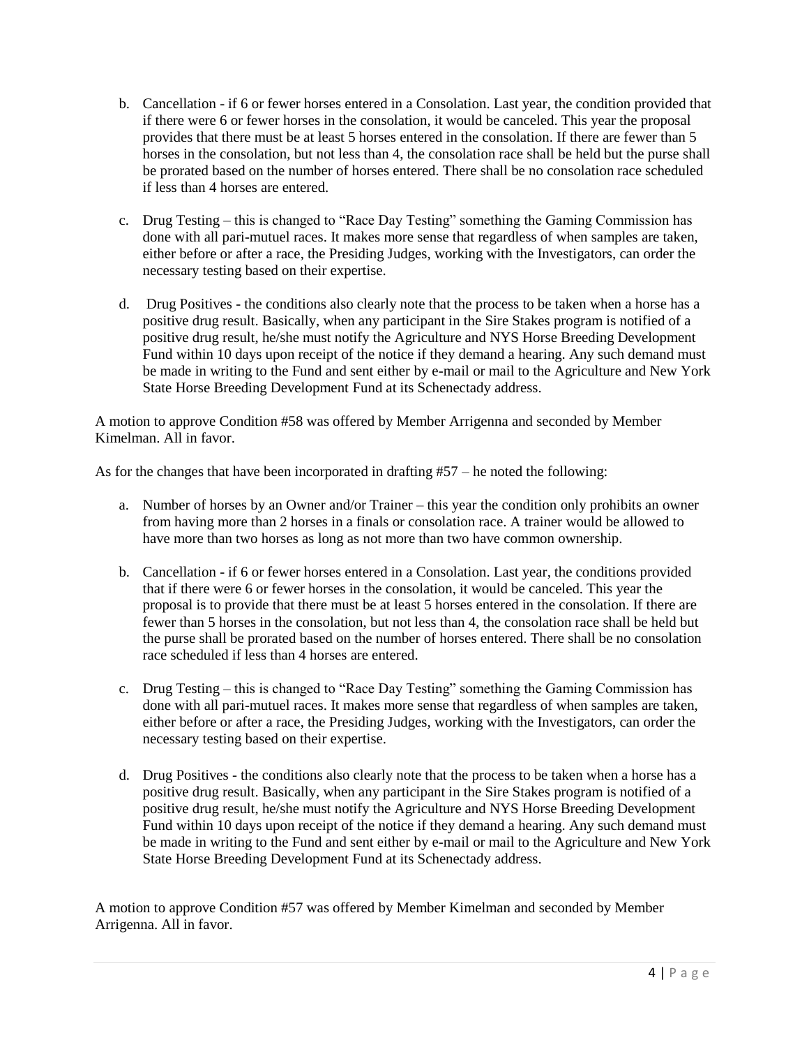b. Cancellation - if 6 or fewer horses entered in a Consolation. Last year, the condition provided that if there were 6 or fewer horses in the consolation, it would be canceled. This year the proposal provides that there must be at least 5 horses entered in the consolation. If there are fewer than 5 horses in the consolation, but not less than 4, the consolation race shall be held but the purse shall be prorated based on the number of horses entered. There shall be no consolation race scheduled if less than 4 horses are entered.

c. Drug Testing – this is changed to "Race Day Testing" something the Gaming Commission has done with all pari-mutuel races. It makes more sense that regardless of when samples are taken, either before or after a race, the Presiding Judges, working with the Investigators, can order the necessary testing based on their expertise.

d. Drug Positives - the conditions also clearly note that the process to be taken when a horse has a positive drug result. Basically, when any participant in the Sire Stakes program is notified of a positive drug result, he/she must notify the Agriculture and NYS Horse Breeding Development Fund within 10 days upon receipt of the notice if they demand a hearing. Any such demand must be made in writing to the Fund and sent either by e-mail or mail to the Agriculture and New York State Horse Breeding Development Fund at its Schenectady address.

A motion to approve Condition #58 was offered by Member Arrigenna and seconded by Member Kimelman. All in favor.

As for the changes that have been incorporated in drafting #57 – he noted the following:

a. Number of horses by an Owner and/or Trainer – this year the condition only prohibits an owner from having more than 2 horses in a finals or consolation race. A trainer would be allowed to have more than two horses as long as not more than two have common ownership.

b. Cancellation - if 6 or fewer horses entered in a Consolation. Last year, the conditions provided that if there were 6 or fewer horses in the consolation, it would be canceled. This year the proposal is to provide that there must be at least 5 horses entered in the consolation. If there are fewer than 5 horses in the consolation, but not less than 4, the consolation race shall be held but the purse shall be prorated based on the number of horses entered. There shall be no consolation race scheduled if less than 4 horses are entered.

c. Drug Testing – this is changed to "Race Day Testing" something the Gaming Commission has done with all pari-mutuel races. It makes more sense that regardless of when samples are taken, either before or after a race, the Presiding Judges, working with the Investigators, can order the necessary testing based on their expertise.

d. Drug Positives - the conditions also clearly note that the process to be taken when a horse has a positive drug result. Basically, when any participant in the Sire Stakes program is notified of a positive drug result, he/she must notify the Agriculture and NYS Horse Breeding Development Fund within 10 days upon receipt of the notice if they demand a hearing. Any such demand must be made in writing to the Fund and sent either by e-mail or mail to the Agriculture and New York State Horse Breeding Development Fund at its Schenectady address.

A motion to approve Condition #57 was offered by Member Kimelman and seconded by Member Arrigenna. All in favor.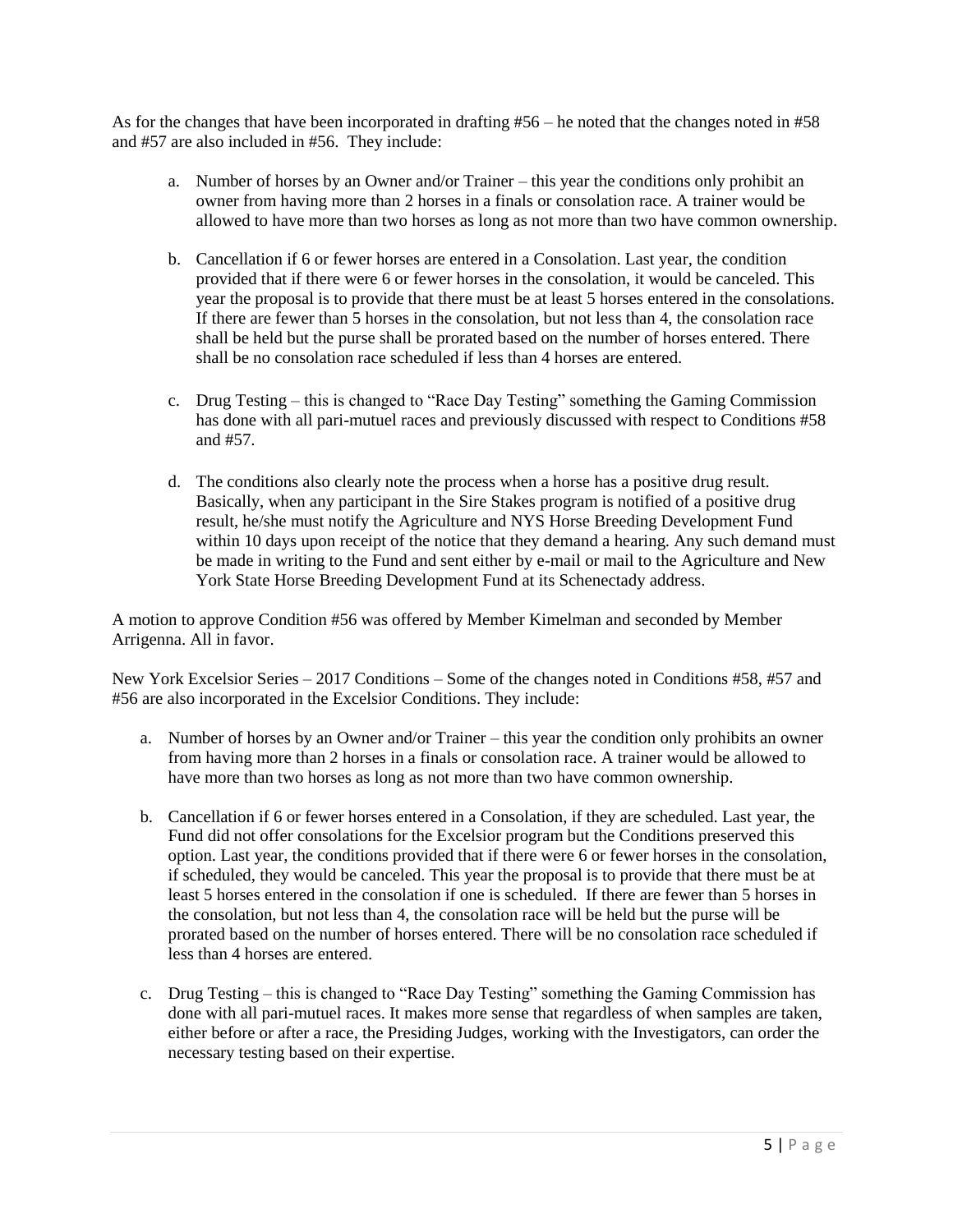As for the changes that have been incorporated in drafting #56 – he noted that the changes noted in #58 and #57 are also included in #56. They include:

a. Number of horses by an Owner and/or Trainer – this year the conditions only prohibit an owner from having more than 2 horses in a finals or consolation race. A trainer would be allowed to have more than two horses as long as not more than two have common ownership.

b. Cancellation if 6 or fewer horses are entered in a Consolation. Last year, the condition provided that if there were 6 or fewer horses in the consolation, it would be canceled. This year the proposal is to provide that there must be at least 5 horses entered in the consolations. If there are fewer than 5 horses in the consolation, but not less than 4, the consolation race shall be held but the purse shall be prorated based on the number of horses entered. There shall be no consolation race scheduled if less than 4 horses are entered.

c. Drug Testing – this is changed to "Race Day Testing" something the Gaming Commission has done with all pari-mutuel races and previously discussed with respect to Conditions #58 and #57.

d. The conditions also clearly note the process when a horse has a positive drug result. Basically, when any participant in the Sire Stakes program is notified of a positive drug result, he/she must notify the Agriculture and NYS Horse Breeding Development Fund within 10 days upon receipt of the notice that they demand a hearing. Any such demand must be made in writing to the Fund and sent either by e-mail or mail to the Agriculture and New York State Horse Breeding Development Fund at its Schenectady address.

A motion to approve Condition #56 was offered by Member Kimelman and seconded by Member Arrigenna. All in favor.

New York Excelsior Series – 2017 Conditions – Some of the changes noted in Conditions #58, #57 and #56 are also incorporated in the Excelsior Conditions. They include:

a. Number of horses by an Owner and/or Trainer – this year the condition only prohibits an owner from having more than 2 horses in a finals or consolation race. A trainer would be allowed to have more than two horses as long as not more than two have common ownership.

b. Cancellation if 6 or fewer horses entered in a Consolation, if they are scheduled. Last year, the Fund did not offer consolations for the Excelsior program but the Conditions preserved this option. Last year, the conditions provided that if there were 6 or fewer horses in the consolation, if scheduled, they would be canceled. This year the proposal is to provide that there must be at least 5 horses entered in the consolation if one is scheduled. If there are fewer than 5 horses in the consolation, but not less than 4, the consolation race will be held but the purse will be prorated based on the number of horses entered. There will be no consolation race scheduled if less than 4 horses are entered.

c. Drug Testing – this is changed to "Race Day Testing" something the Gaming Commission has done with all pari-mutuel races. It makes more sense that regardless of when samples are taken, either before or after a race, the Presiding Judges, working with the Investigators, can order the necessary testing based on their expertise.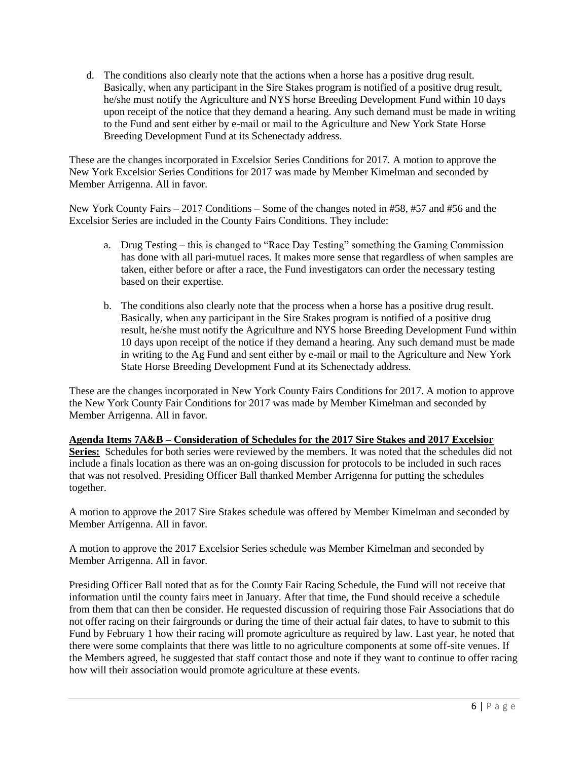d. The conditions also clearly note that the actions when a horse has a positive drug result. Basically, when any participant in the Sire Stakes program is notified of a positive drug result, he/she must notify the Agriculture and NYS horse Breeding Development Fund within 10 days upon receipt of the notice that they demand a hearing. Any such demand must be made in writing to the Fund and sent either by e-mail or mail to the Agriculture and New York State Horse Breeding Development Fund at its Schenectady address.

These are the changes incorporated in Excelsior Series Conditions for 2017. A motion to approve the New York Excelsior Series Conditions for 2017 was made by Member Kimelman and seconded by Member Arrigenna. All in favor.

New York County Fairs – 2017 Conditions – Some of the changes noted in #58, #57 and #56 and the Excelsior Series are included in the County Fairs Conditions. They include:

a. Drug Testing – this is changed to "Race Day Testing" something the Gaming Commission has done with all pari-mutuel races. It makes more sense that regardless of when samples are taken, either before or after a race, the Fund investigators can order the necessary testing based on their expertise.

b. The conditions also clearly note that the process when a horse has a positive drug result. Basically, when any participant in the Sire Stakes program is notified of a positive drug result, he/she must notify the Agriculture and NYS horse Breeding Development Fund within 10 days upon receipt of the notice if they demand a hearing. Any such demand must be made in writing to the Ag Fund and sent either by e-mail or mail to the Agriculture and New York State Horse Breeding Development Fund at its Schenectady address.

These are the changes incorporated in New York County Fairs Conditions for 2017. A motion to approve the New York County Fair Conditions for 2017 was made by Member Kimelman and seconded by Member Arrigenna. All in favor.

**Agenda Items 7A&B – Consideration of Schedules for the 2017 Sire Stakes and 2017 Excelsior Series:** Schedules for both series were reviewed by the members. It was noted that the schedules did not include a finals location as there was an on-going discussion for protocols to be included in such races that was not resolved. Presiding Officer Ball thanked Member Arrigenna for putting the schedules together.

A motion to approve the 2017 Sire Stakes schedule was offered by Member Kimelman and seconded by Member Arrigenna. All in favor.

A motion to approve the 2017 Excelsior Series schedule was Member Kimelman and seconded by Member Arrigenna. All in favor.

Presiding Officer Ball noted that as for the County Fair Racing Schedule, the Fund will not receive that information until the county fairs meet in January. After that time, the Fund should receive a schedule from them that can then be consider. He requested discussion of requiring those Fair Associations that do not offer racing on their fairgrounds or during the time of their actual fair dates, to have to submit to this Fund by February 1 how their racing will promote agriculture as required by law. Last year, he noted that there were some complaints that there was little to no agriculture components at some off-site venues. If the Members agreed, he suggested that staff contact those and note if they want to continue to offer racing how will their association would promote agriculture at these events.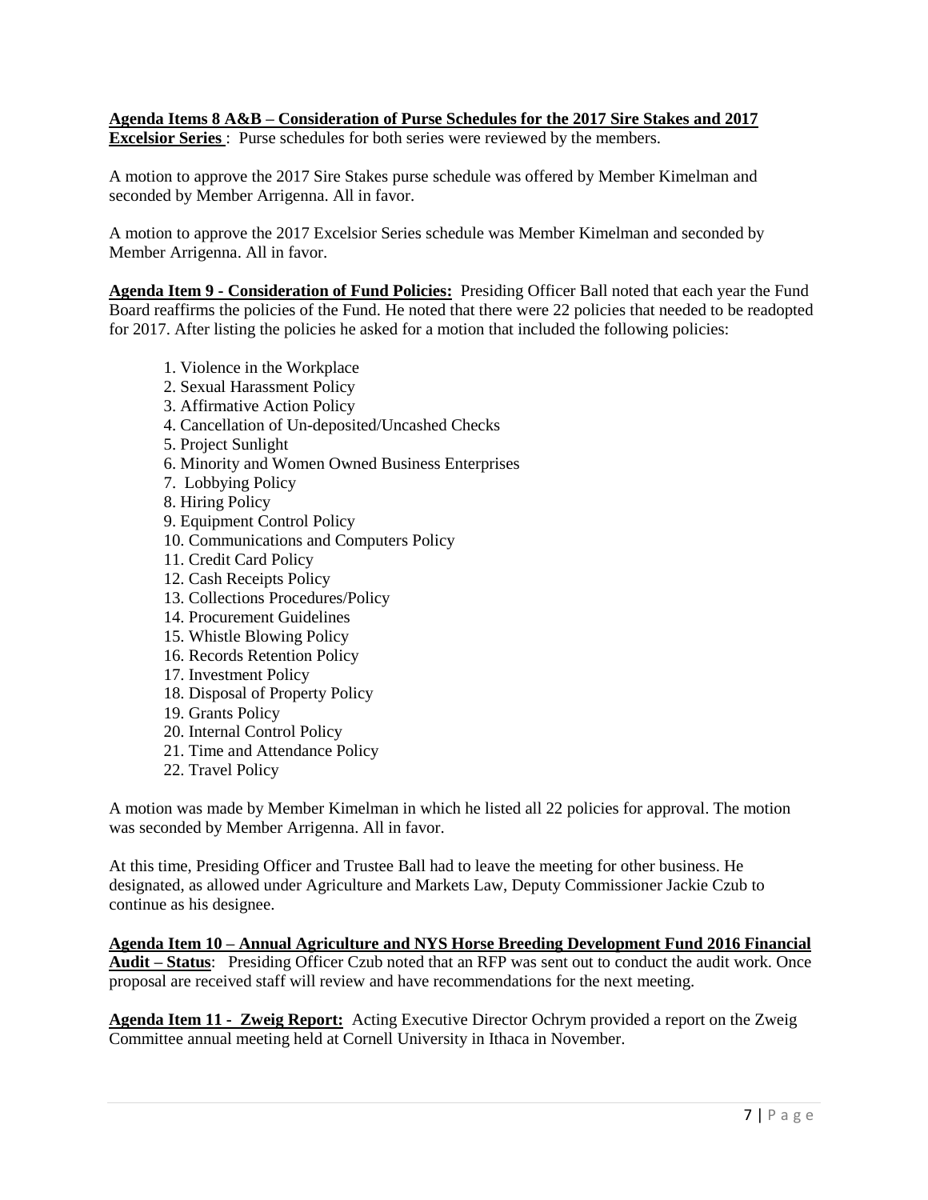**Agenda Items 8 A&B – Consideration of Purse Schedules for the 2017 Sire Stakes and 2017 Excelsior Series** : Purse schedules for both series were reviewed by the members.

A motion to approve the 2017 Sire Stakes purse schedule was offered by Member Kimelman and seconded by Member Arrigenna. All in favor.

A motion to approve the 2017 Excelsior Series schedule was Member Kimelman and seconded by Member Arrigenna. All in favor.

**Agenda Item 9 - Consideration of Fund Policies:** Presiding Officer Ball noted that each year the Fund Board reaffirms the policies of the Fund. He noted that there were 22 policies that needed to be readopted for 2017. After listing the policies he asked for a motion that included the following policies:

1. Violence in the Workplace
2. Sexual Harassment Policy
3. Affirmative Action Policy
4. Cancellation of Un-deposited/Uncashed Checks
5. Project Sunlight
6. Minority and Women Owned Business Enterprises
7. Lobbying Policy
8. Hiring Policy
9. Equipment Control Policy
10. Communications and Computers Policy
11. Credit Card Policy
12. Cash Receipts Policy
13. Collections Procedures/Policy
14. Procurement Guidelines
15. Whistle Blowing Policy
16. Records Retention Policy
17. Investment Policy
18. Disposal of Property Policy
19. Grants Policy
20. Internal Control Policy
21. Time and Attendance Policy
22. Travel Policy

A motion was made by Member Kimelman in which he listed all 22 policies for approval. The motion was seconded by Member Arrigenna. All in favor.

At this time, Presiding Officer and Trustee Ball had to leave the meeting for other business. He designated, as allowed under Agriculture and Markets Law, Deputy Commissioner Jackie Czub to continue as his designee.

**Agenda Item 10 – Annual Agriculture and NYS Horse Breeding Development Fund 2016 Financial Audit – Status**: Presiding Officer Czub noted that an RFP was sent out to conduct the audit work. Once proposal are received staff will review and have recommendations for the next meeting.

**Agenda Item 11 - Zweig Report:** Acting Executive Director Ochrym provided a report on the Zweig Committee annual meeting held at Cornell University in Ithaca in November.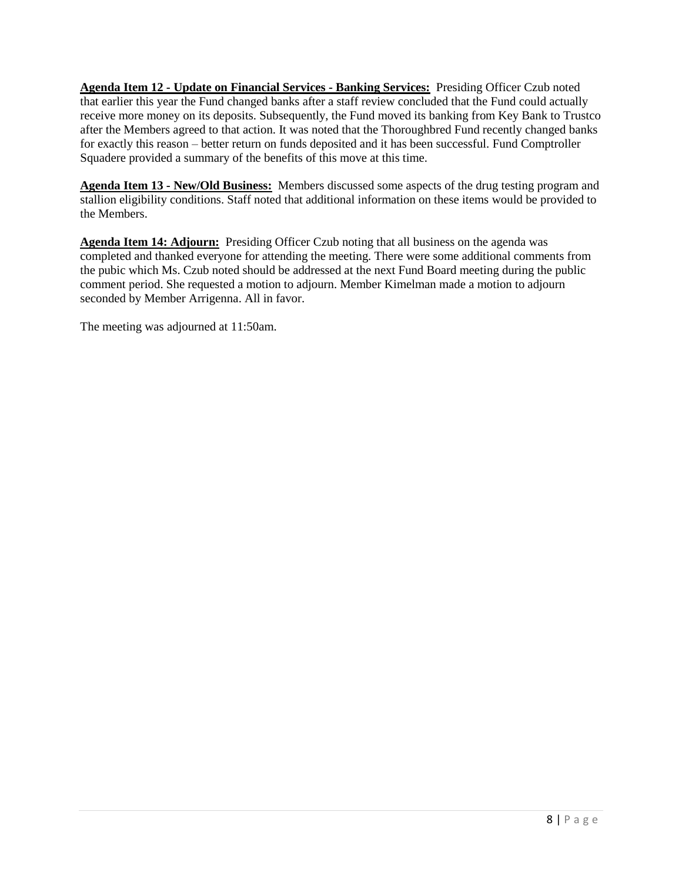**Agenda Item 12 - Update on Financial Services - Banking Services:** Presiding Officer Czub noted that earlier this year the Fund changed banks after a staff review concluded that the Fund could actually receive more money on its deposits. Subsequently, the Fund moved its banking from Key Bank to Trustco after the Members agreed to that action. It was noted that the Thoroughbred Fund recently changed banks for exactly this reason – better return on funds deposited and it has been successful. Fund Comptroller Squadere provided a summary of the benefits of this move at this time.

**Agenda Item 13 - New/Old Business:** Members discussed some aspects of the drug testing program and stallion eligibility conditions. Staff noted that additional information on these items would be provided to the Members.

**Agenda Item 14: Adjourn:** Presiding Officer Czub noting that all business on the agenda was completed and thanked everyone for attending the meeting. There were some additional comments from the pubic which Ms. Czub noted should be addressed at the next Fund Board meeting during the public comment period. She requested a motion to adjourn. Member Kimelman made a motion to adjourn seconded by Member Arrigenna. All in favor.

The meeting was adjourned at 11:50am.